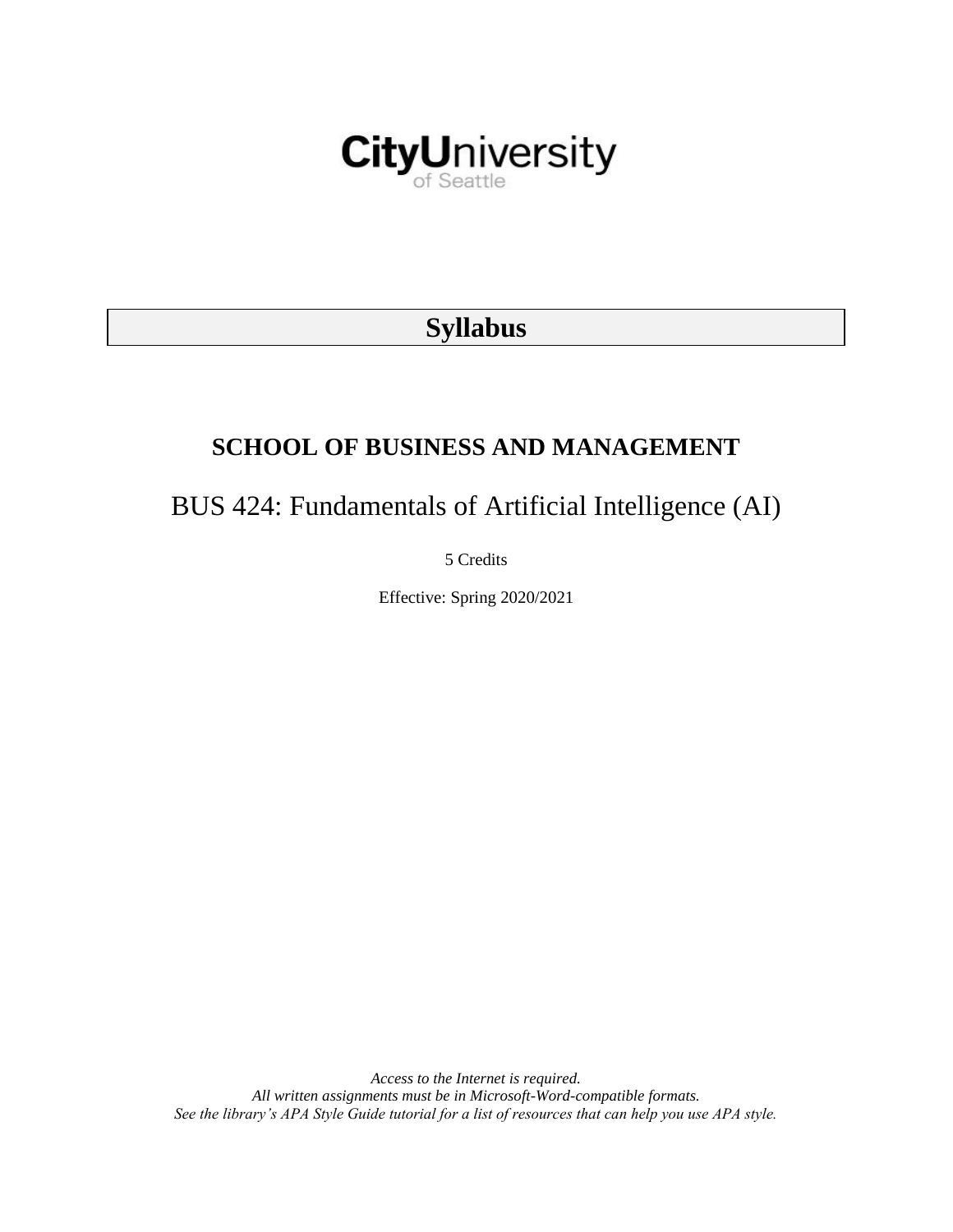CityUniversity of Seattle

# Syllabus

## SCHOOL OF BUSINESS AND MANAGEMENT

## BUS 424: Fundamentals of Artificial Intelligence (AI)

5 Credits

Effective: Spring 2020/2021

*Access to the Internet is required.*
*All written assignments must be in Microsoft-Word-compatible formats.*
*See the library's APA Style Guide tutorial for a list of resources that can help you use APA style.*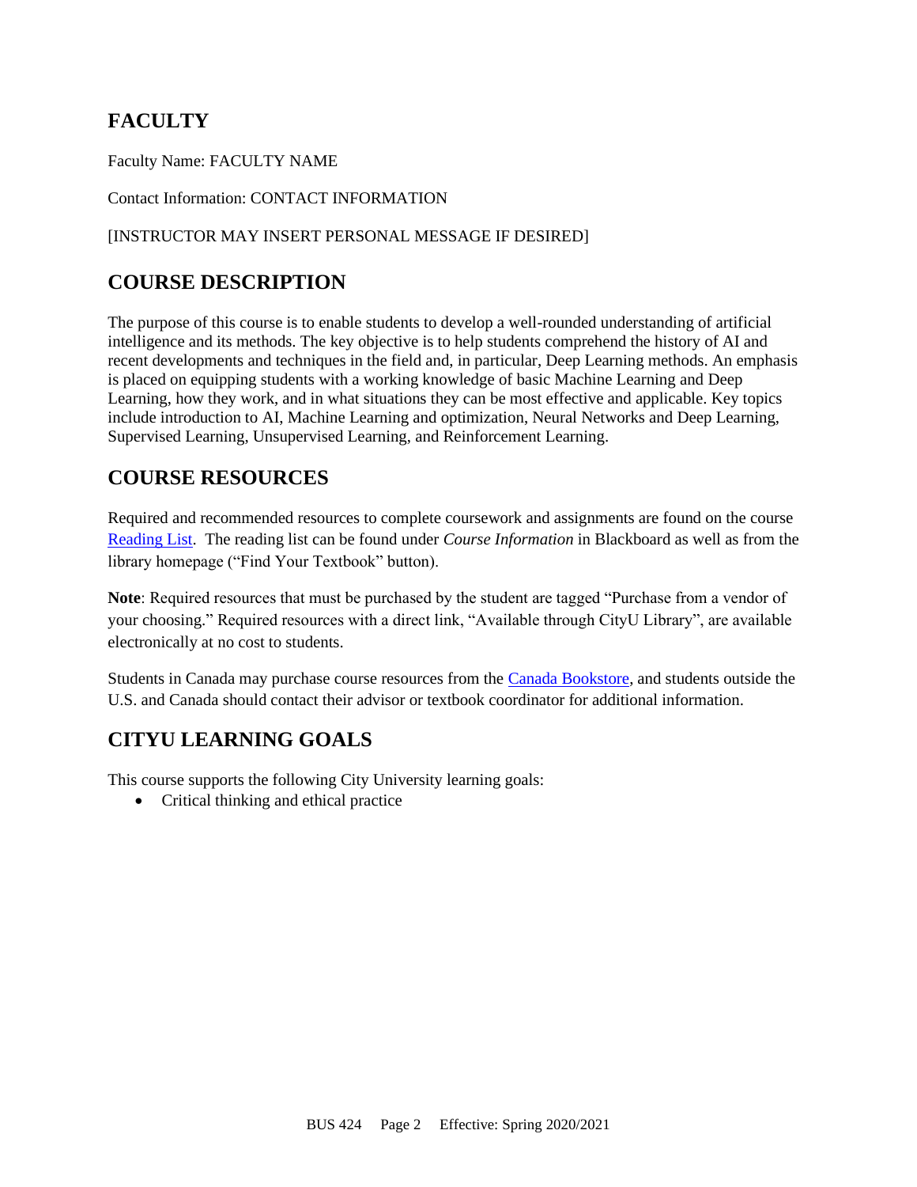## FACULTY

Faculty Name: FACULTY NAME

Contact Information: CONTACT INFORMATION

[INSTRUCTOR MAY INSERT PERSONAL MESSAGE IF DESIRED]

## COURSE DESCRIPTION

The purpose of this course is to enable students to develop a well-rounded understanding of artificial intelligence and its methods. The key objective is to help students comprehend the history of AI and recent developments and techniques in the field and, in particular, Deep Learning methods. An emphasis is placed on equipping students with a working knowledge of basic Machine Learning and Deep Learning, how they work, and in what situations they can be most effective and applicable. Key topics include introduction to AI, Machine Learning and optimization, Neural Networks and Deep Learning, Supervised Learning, Unsupervised Learning, and Reinforcement Learning.

## COURSE RESOURCES

Required and recommended resources to complete coursework and assignments are found on the course Reading List. The reading list can be found under *Course Information* in Blackboard as well as from the library homepage ("Find Your Textbook" button).

**Note**: Required resources that must be purchased by the student are tagged "Purchase from a vendor of your choosing." Required resources with a direct link, "Available through CityU Library", are available electronically at no cost to students.

Students in Canada may purchase course resources from the Canada Bookstore, and students outside the U.S. and Canada should contact their advisor or textbook coordinator for additional information.

## CITYU LEARNING GOALS

This course supports the following City University learning goals:

- Critical thinking and ethical practice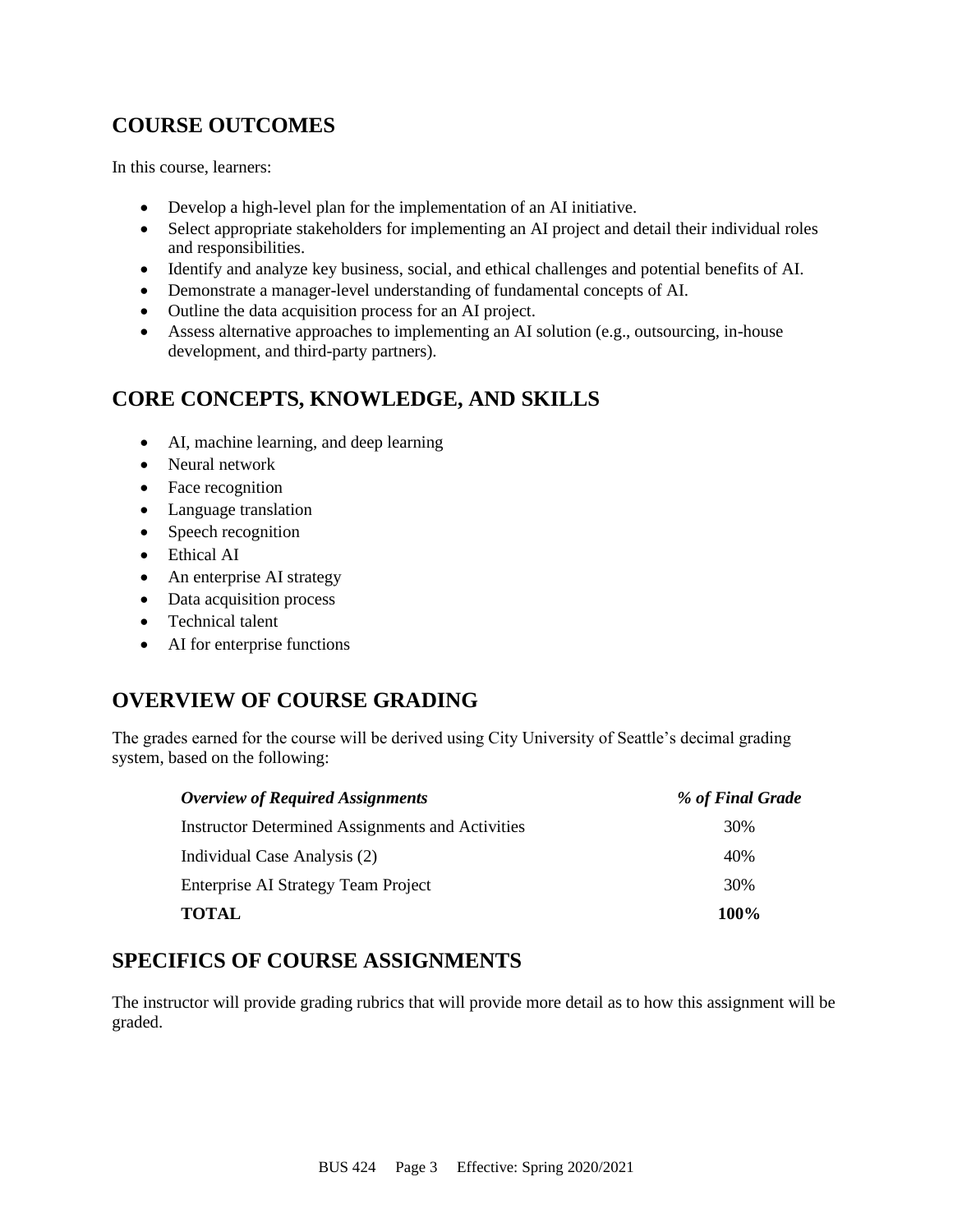## COURSE OUTCOMES

In this course, learners:

- Develop a high-level plan for the implementation of an AI initiative.
- Select appropriate stakeholders for implementing an AI project and detail their individual roles and responsibilities.
- Identify and analyze key business, social, and ethical challenges and potential benefits of AI.
- Demonstrate a manager-level understanding of fundamental concepts of AI.
- Outline the data acquisition process for an AI project.
- Assess alternative approaches to implementing an AI solution (e.g., outsourcing, in-house development, and third-party partners).

## CORE CONCEPTS, KNOWLEDGE, AND SKILLS

- AI, machine learning, and deep learning
- Neural network
- Face recognition
- Language translation
- Speech recognition
- Ethical AI
- An enterprise AI strategy
- Data acquisition process
- Technical talent
- AI for enterprise functions

## OVERVIEW OF COURSE GRADING

The grades earned for the course will be derived using City University of Seattle's decimal grading system, based on the following:

| ***Overview of Required Assignments*** | ***% of Final Grade*** |
|---|---|
| Instructor Determined Assignments and Activities | 30% |
| Individual Case Analysis (2) | 40% |
| Enterprise AI Strategy Team Project | 30% |
| **TOTAL** | **100%** |

## SPECIFICS OF COURSE ASSIGNMENTS

The instructor will provide grading rubrics that will provide more detail as to how this assignment will be graded.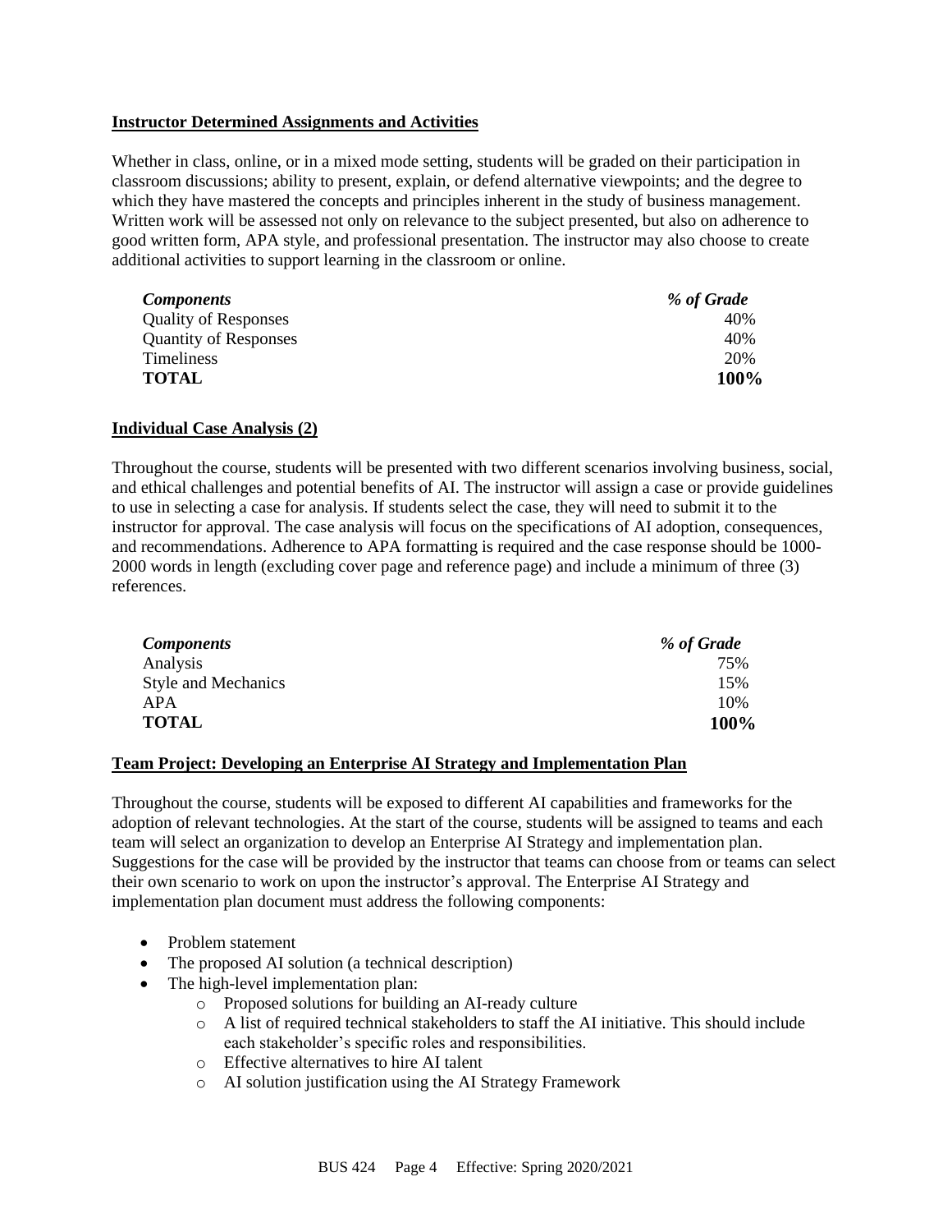## Instructor Determined Assignments and Activities

Whether in class, online, or in a mixed mode setting, students will be graded on their participation in classroom discussions; ability to present, explain, or defend alternative viewpoints; and the degree to which they have mastered the concepts and principles inherent in the study of business management. Written work will be assessed not only on relevance to the subject presented, but also on adherence to good written form, APA style, and professional presentation. The instructor may also choose to create additional activities to support learning in the classroom or online.

| *Components* | *% of Grade* |
|---|---|
| Quality of Responses | 40% |
| Quantity of Responses | 40% |
| Timeliness | 20% |
| **TOTAL** | **100%** |

## Individual Case Analysis (2)

Throughout the course, students will be presented with two different scenarios involving business, social, and ethical challenges and potential benefits of AI. The instructor will assign a case or provide guidelines to use in selecting a case for analysis. If students select the case, they will need to submit it to the instructor for approval. The case analysis will focus on the specifications of AI adoption, consequences, and recommendations. Adherence to APA formatting is required and the case response should be 1000-2000 words in length (excluding cover page and reference page) and include a minimum of three (3) references.

| *Components* | *% of Grade* |
|---|---|
| Analysis | 75% |
| Style and Mechanics | 15% |
| APA | 10% |
| **TOTAL** | **100%** |

## Team Project: Developing an Enterprise AI Strategy and Implementation Plan

Throughout the course, students will be exposed to different AI capabilities and frameworks for the adoption of relevant technologies. At the start of the course, students will be assigned to teams and each team will select an organization to develop an Enterprise AI Strategy and implementation plan. Suggestions for the case will be provided by the instructor that teams can choose from or teams can select their own scenario to work on upon the instructor's approval. The Enterprise AI Strategy and implementation plan document must address the following components:

- Problem statement
- The proposed AI solution (a technical description)
- The high-level implementation plan:
    - Proposed solutions for building an AI-ready culture
    - A list of required technical stakeholders to staff the AI initiative. This should include each stakeholder's specific roles and responsibilities.
    - Effective alternatives to hire AI talent
    - AI solution justification using the AI Strategy Framework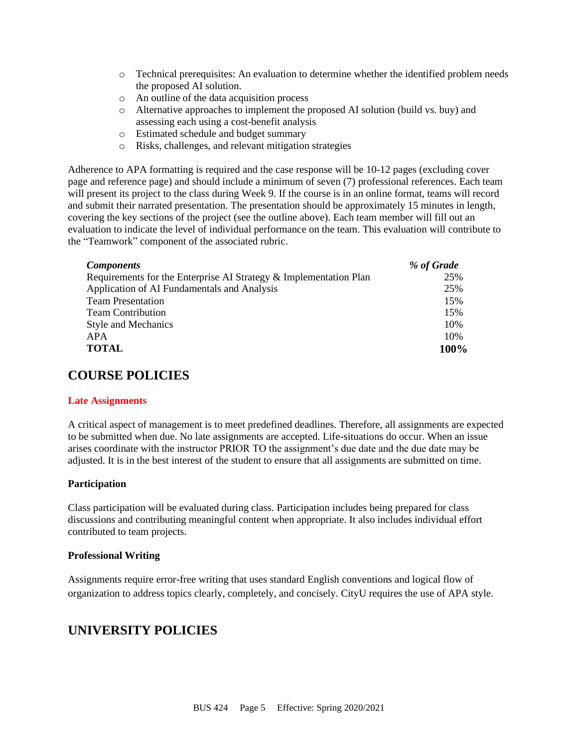- Technical prerequisites: An evaluation to determine whether the identified problem needs the proposed AI solution.
- An outline of the data acquisition process
- Alternative approaches to implement the proposed AI solution (build vs. buy) and assessing each using a cost-benefit analysis
- Estimated schedule and budget summary
- Risks, challenges, and relevant mitigation strategies

Adherence to APA formatting is required and the case response will be 10-12 pages (excluding cover page and reference page) and should include a minimum of seven (7) professional references. Each team will present its project to the class during Week 9. If the course is in an online format, teams will record and submit their narrated presentation. The presentation should be approximately 15 minutes in length, covering the key sections of the project (see the outline above). Each team member will fill out an evaluation to indicate the level of individual performance on the team. This evaluation will contribute to the "Teamwork" component of the associated rubric.

| ***Components*** | ***% of Grade*** |
|---|---|
| Requirements for the Enterprise AI Strategy & Implementation Plan | 25% |
| Application of AI Fundamentals and Analysis | 25% |
| Team Presentation | 15% |
| Team Contribution | 15% |
| Style and Mechanics | 10% |
| APA | 10% |
| **TOTAL** | **100%** |

## COURSE POLICIES

### Late Assignments

A critical aspect of management is to meet predefined deadlines. Therefore, all assignments are expected to be submitted when due. No late assignments are accepted. Life-situations do occur. When an issue arises coordinate with the instructor PRIOR TO the assignment's due date and the due date may be adjusted. It is in the best interest of the student to ensure that all assignments are submitted on time.

### Participation

Class participation will be evaluated during class. Participation includes being prepared for class discussions and contributing meaningful content when appropriate. It also includes individual effort contributed to team projects.

### Professional Writing

Assignments require error-free writing that uses standard English conventions and logical flow of organization to address topics clearly, completely, and concisely. CityU requires the use of APA style.

## UNIVERSITY POLICIES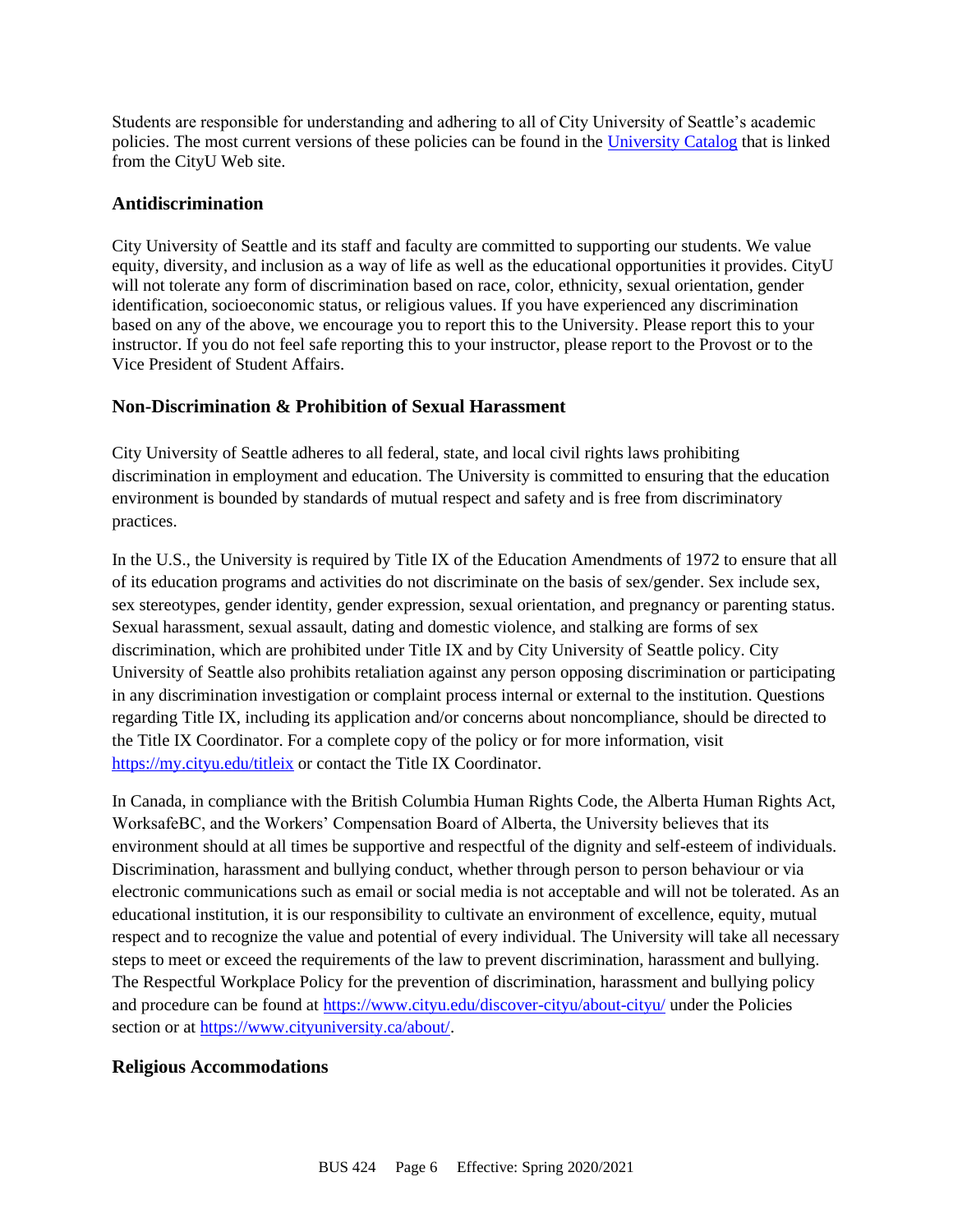Students are responsible for understanding and adhering to all of City University of Seattle's academic policies. The most current versions of these policies can be found in the [University Catalog](University Catalog) that is linked from the CityU Web site.

### Antidiscrimination

City University of Seattle and its staff and faculty are committed to supporting our students. We value equity, diversity, and inclusion as a way of life as well as the educational opportunities it provides. CityU will not tolerate any form of discrimination based on race, color, ethnicity, sexual orientation, gender identification, socioeconomic status, or religious values. If you have experienced any discrimination based on any of the above, we encourage you to report this to the University. Please report this to your instructor. If you do not feel safe reporting this to your instructor, please report to the Provost or to the Vice President of Student Affairs.

### Non-Discrimination & Prohibition of Sexual Harassment

City University of Seattle adheres to all federal, state, and local civil rights laws prohibiting discrimination in employment and education. The University is committed to ensuring that the education environment is bounded by standards of mutual respect and safety and is free from discriminatory practices.

In the U.S., the University is required by Title IX of the Education Amendments of 1972 to ensure that all of its education programs and activities do not discriminate on the basis of sex/gender. Sex include sex, sex stereotypes, gender identity, gender expression, sexual orientation, and pregnancy or parenting status. Sexual harassment, sexual assault, dating and domestic violence, and stalking are forms of sex discrimination, which are prohibited under Title IX and by City University of Seattle policy. City University of Seattle also prohibits retaliation against any person opposing discrimination or participating in any discrimination investigation or complaint process internal or external to the institution. Questions regarding Title IX, including its application and/or concerns about noncompliance, should be directed to the Title IX Coordinator. For a complete copy of the policy or for more information, visit https://my.cityu.edu/titleix or contact the Title IX Coordinator.

In Canada, in compliance with the British Columbia Human Rights Code, the Alberta Human Rights Act, WorksafeBC, and the Workers' Compensation Board of Alberta, the University believes that its environment should at all times be supportive and respectful of the dignity and self-esteem of individuals. Discrimination, harassment and bullying conduct, whether through person to person behaviour or via electronic communications such as email or social media is not acceptable and will not be tolerated. As an educational institution, it is our responsibility to cultivate an environment of excellence, equity, mutual respect and to recognize the value and potential of every individual. The University will take all necessary steps to meet or exceed the requirements of the law to prevent discrimination, harassment and bullying. The Respectful Workplace Policy for the prevention of discrimination, harassment and bullying policy and procedure can be found at https://www.cityu.edu/discover-cityu/about-cityu/ under the Policies section or at https://www.cityuniversity.ca/about/.

### Religious Accommodations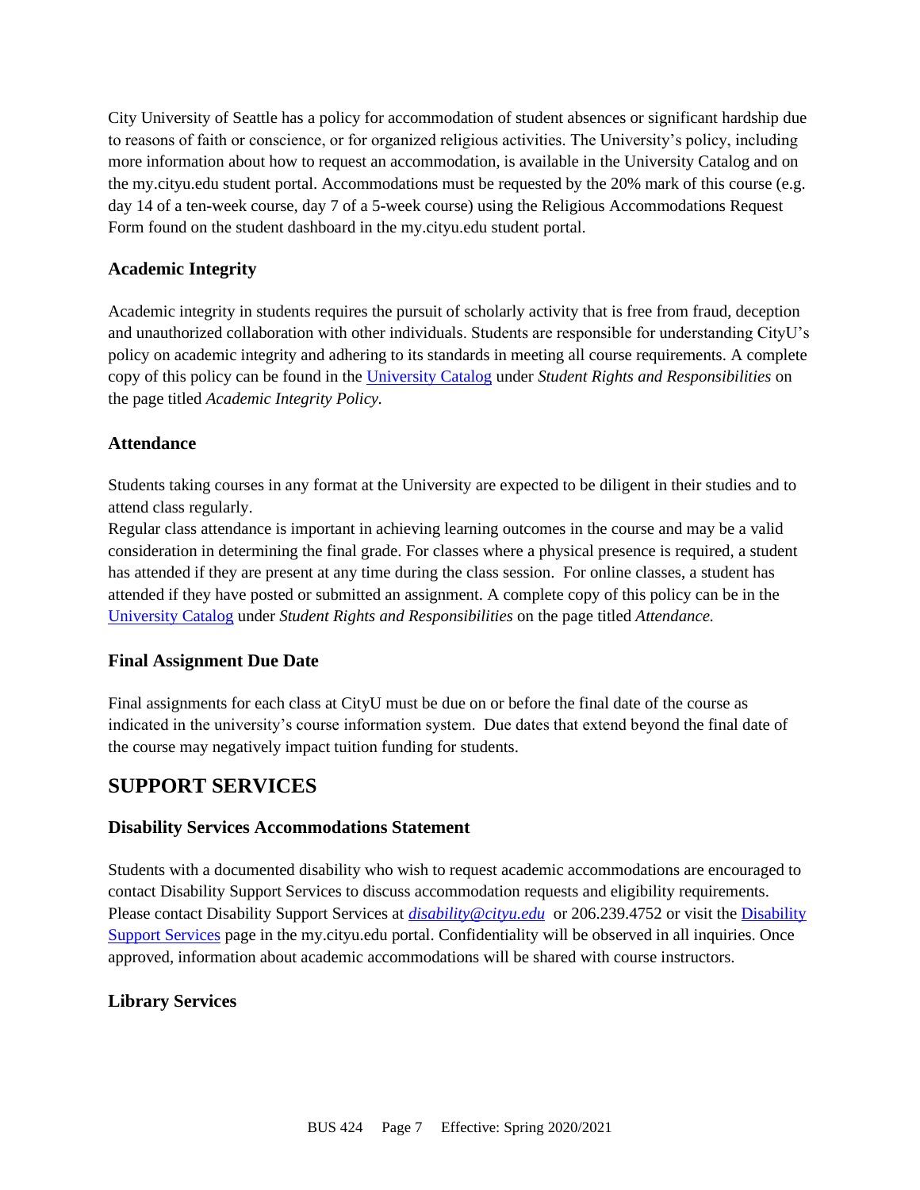City University of Seattle has a policy for accommodation of student absences or significant hardship due to reasons of faith or conscience, or for organized religious activities. The University's policy, including more information about how to request an accommodation, is available in the University Catalog and on the my.cityu.edu student portal. Accommodations must be requested by the 20% mark of this course (e.g. day 14 of a ten-week course, day 7 of a 5-week course) using the Religious Accommodations Request Form found on the student dashboard in the my.cityu.edu student portal.

### Academic Integrity

Academic integrity in students requires the pursuit of scholarly activity that is free from fraud, deception and unauthorized collaboration with other individuals. Students are responsible for understanding CityU's policy on academic integrity and adhering to its standards in meeting all course requirements. A complete copy of this policy can be found in the University Catalog under *Student Rights and Responsibilities* on the page titled *Academic Integrity Policy.*

### Attendance

Students taking courses in any format at the University are expected to be diligent in their studies and to attend class regularly.
Regular class attendance is important in achieving learning outcomes in the course and may be a valid consideration in determining the final grade. For classes where a physical presence is required, a student has attended if they are present at any time during the class session. For online classes, a student has attended if they have posted or submitted an assignment. A complete copy of this policy can be in the University Catalog under *Student Rights and Responsibilities* on the page titled *Attendance.*

### Final Assignment Due Date

Final assignments for each class at CityU must be due on or before the final date of the course as indicated in the university's course information system. Due dates that extend beyond the final date of the course may negatively impact tuition funding for students.

## SUPPORT SERVICES

### Disability Services Accommodations Statement

Students with a documented disability who wish to request academic accommodations are encouraged to contact Disability Support Services to discuss accommodation requests and eligibility requirements. Please contact Disability Support Services at ***disability@cityu.edu*** or 206.239.4752 or visit the Disability Support Services page in the my.cityu.edu portal. Confidentiality will be observed in all inquiries. Once approved, information about academic accommodations will be shared with course instructors.

### Library Services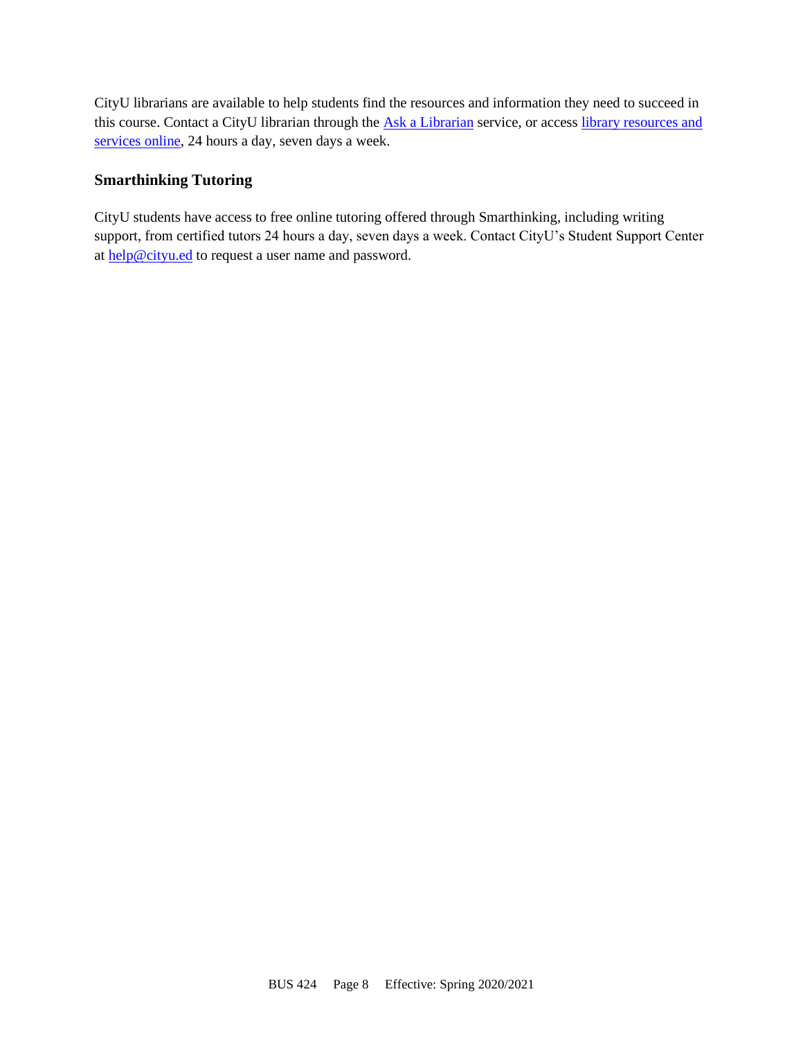CityU librarians are available to help students find the resources and information they need to succeed in this course. Contact a CityU librarian through the Ask a Librarian service, or access library resources and services online, 24 hours a day, seven days a week.

### Smarthinking Tutoring

CityU students have access to free online tutoring offered through Smarthinking, including writing support, from certified tutors 24 hours a day, seven days a week. Contact CityU's Student Support Center at help@cityu.ed to request a user name and password.